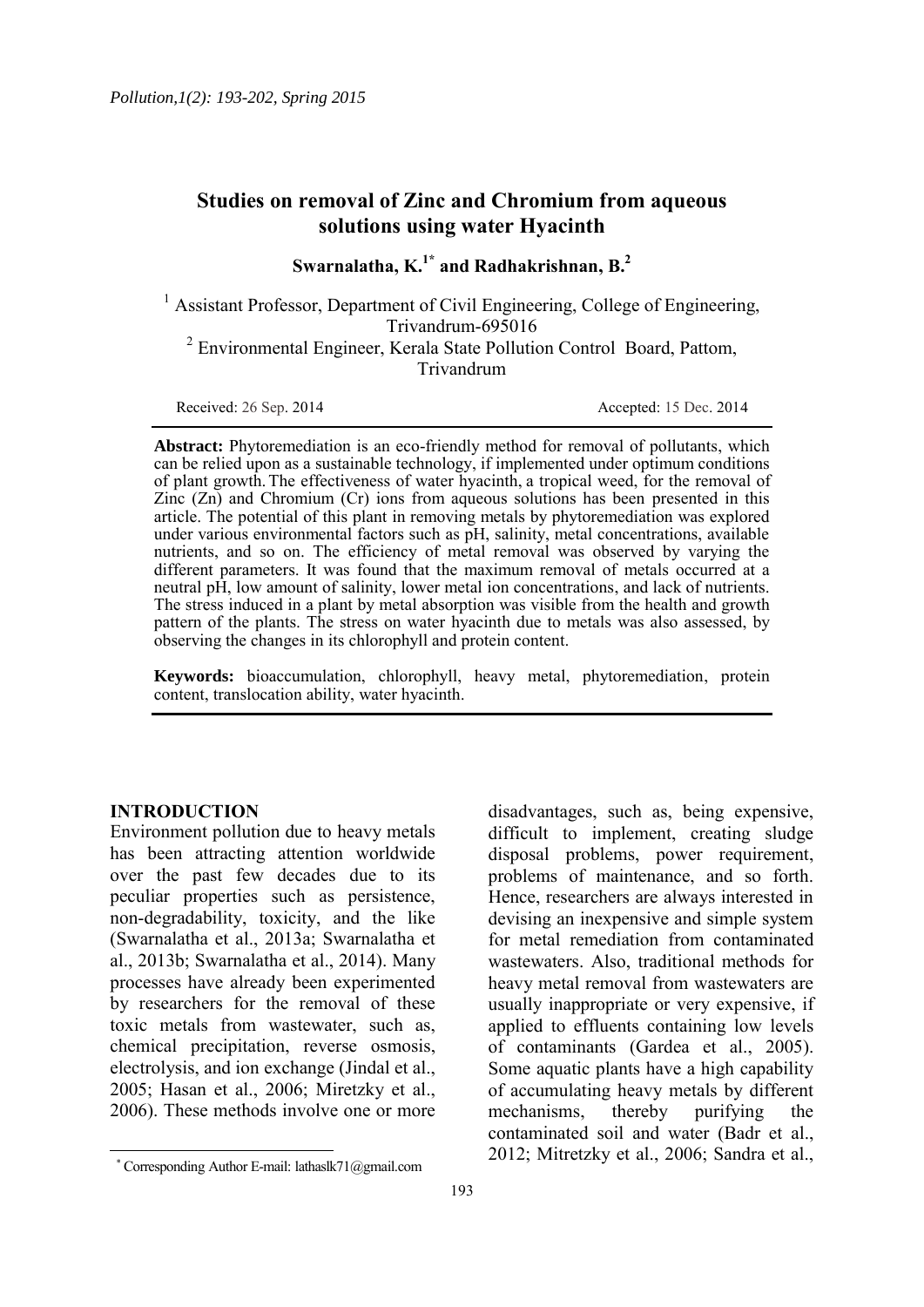# Studies on removal of Zinc and Chromium from aqueous solutions using water Hyacinth

**Swarnalatha, K.[1*] and Radhakrishnan, B.[2]**

[1] Assistant Professor, Department of Civil Engineering, College of Engineering, Trivandrum-695016

[2] Environmental Engineer, Kerala State Pollution Control Board, Pattom, Trivandrum

Received: 26 Sep. 2014 Accepted: 15 Dec. 2014

**Abstract:** Phytoremediation is an eco-friendly method for removal of pollutants, which can be relied upon as a sustainable technology, if implemented under optimum conditions of plant growth. The effectiveness of water hyacinth, a tropical weed, for the removal of Zinc (Zn) and Chromium (Cr) ions from aqueous solutions has been presented in this article. The potential of this plant in removing metals by phytoremediation was explored under various environmental factors such as pH, salinity, metal concentrations, available nutrients, and so on. The efficiency of metal removal was observed by varying the different parameters. It was found that the maximum removal of metals occurred at a neutral pH, low amount of salinity, lower metal ion concentrations, and lack of nutrients. The stress induced in a plant by metal absorption was visible from the health and growth pattern of the plants. The stress on water hyacinth due to metals was also assessed, by observing the changes in its chlorophyll and protein content.

**Keywords:** bioaccumulation, chlorophyll, heavy metal, phytoremediation, protein content, translocation ability, water hyacinth.

## INTRODUCTION

Environment pollution due to heavy metals has been attracting attention worldwide over the past few decades due to its peculiar properties such as persistence, non-degradability, toxicity, and the like (Swarnalatha et al., 2013a; Swarnalatha et al., 2013b; Swarnalatha et al., 2014). Many processes have already been experimented by researchers for the removal of these toxic metals from wastewater, such as, chemical precipitation, reverse osmosis, electrolysis, and ion exchange (Jindal et al., 2005; Hasan et al., 2006; Miretzky et al., 2006). These methods involve one or more disadvantages, such as, being expensive, difficult to implement, creating sludge disposal problems, power requirement, problems of maintenance, and so forth. Hence, researchers are always interested in devising an inexpensive and simple system for metal remediation from contaminated wastewaters. Also, traditional methods for heavy metal removal from wastewaters are usually inappropriate or very expensive, if applied to effluents containing low levels of contaminants (Gardea et al., 2005). Some aquatic plants have a high capability of accumulating heavy metals by different mechanisms, thereby purifying the contaminated soil and water (Badr et al., 2012; Mitretzky et al., 2006; Sandra et al.,

[*] Corresponding Author E-mail: lathaslk71@gmail.com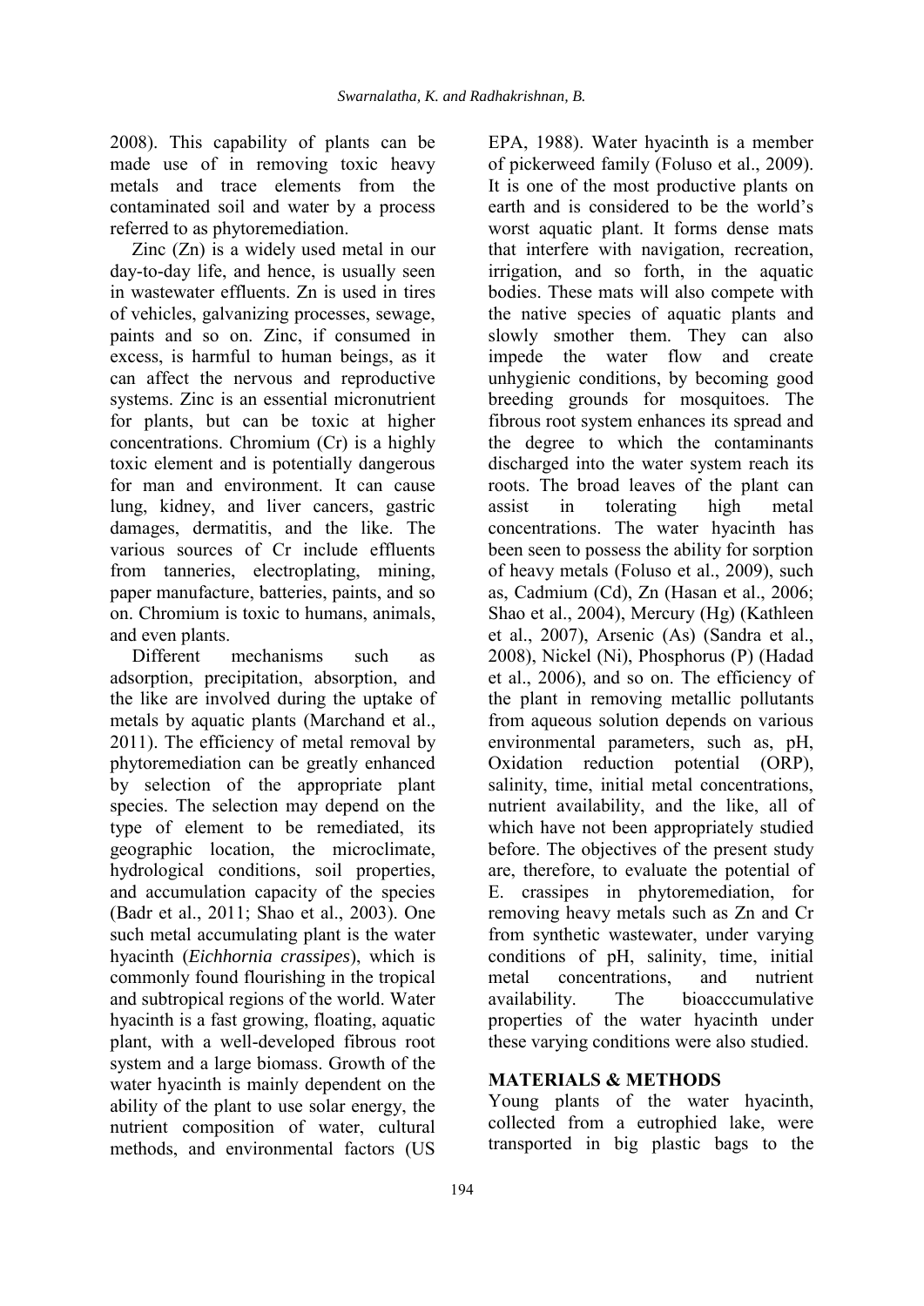2008). This capability of plants can be made use of in removing toxic heavy metals and trace elements from the contaminated soil and water by a process referred to as phytoremediation.

Zinc (Zn) is a widely used metal in our day-to-day life, and hence, is usually seen in wastewater effluents. Zn is used in tires of vehicles, galvanizing processes, sewage, paints and so on. Zinc, if consumed in excess, is harmful to human beings, as it can affect the nervous and reproductive systems. Zinc is an essential micronutrient for plants, but can be toxic at higher concentrations. Chromium (Cr) is a highly toxic element and is potentially dangerous for man and environment. It can cause lung, kidney, and liver cancers, gastric damages, dermatitis, and the like. The various sources of Cr include effluents from tanneries, electroplating, mining, paper manufacture, batteries, paints, and so on. Chromium is toxic to humans, animals, and even plants.

Different mechanisms such as adsorption, precipitation, absorption, and the like are involved during the uptake of metals by aquatic plants (Marchand et al., 2011). The efficiency of metal removal by phytoremediation can be greatly enhanced by selection of the appropriate plant species. The selection may depend on the type of element to be remediated, its geographic location, the microclimate, hydrological conditions, soil properties, and accumulation capacity of the species (Badr et al., 2011; Shao et al., 2003). One such metal accumulating plant is the water hyacinth (*Eichhornia crassipes*), which is commonly found flourishing in the tropical and subtropical regions of the world. Water hyacinth is a fast growing, floating, aquatic plant, with a well-developed fibrous root system and a large biomass. Growth of the water hyacinth is mainly dependent on the ability of the plant to use solar energy, the nutrient composition of water, cultural methods, and environmental factors (US EPA, 1988). Water hyacinth is a member of pickerweed family (Foluso et al., 2009). It is one of the most productive plants on earth and is considered to be the world's worst aquatic plant. It forms dense mats that interfere with navigation, recreation, irrigation, and so forth, in the aquatic bodies. These mats will also compete with the native species of aquatic plants and slowly smother them. They can also impede the water flow and create unhygienic conditions, by becoming good breeding grounds for mosquitoes. The fibrous root system enhances its spread and the degree to which the contaminants discharged into the water system reach its roots. The broad leaves of the plant can assist in tolerating high metal concentrations. The water hyacinth has been seen to possess the ability for sorption of heavy metals (Foluso et al., 2009), such as, Cadmium (Cd), Zn (Hasan et al., 2006; Shao et al., 2004), Mercury (Hg) (Kathleen et al., 2007), Arsenic (As) (Sandra et al., 2008), Nickel (Ni), Phosphorus (P) (Hadad et al., 2006), and so on. The efficiency of the plant in removing metallic pollutants from aqueous solution depends on various environmental parameters, such as, pH, Oxidation reduction potential (ORP), salinity, time, initial metal concentrations, nutrient availability, and the like, all of which have not been appropriately studied before. The objectives of the present study are, therefore, to evaluate the potential of E. crassipes in phytoremediation, for removing heavy metals such as Zn and Cr from synthetic wastewater, under varying conditions of pH, salinity, time, initial metal concentrations, and nutrient availability. The bioacccumulative properties of the water hyacinth under these varying conditions were also studied.

## MATERIALS & METHODS

Young plants of the water hyacinth, collected from a eutrophied lake, were transported in big plastic bags to the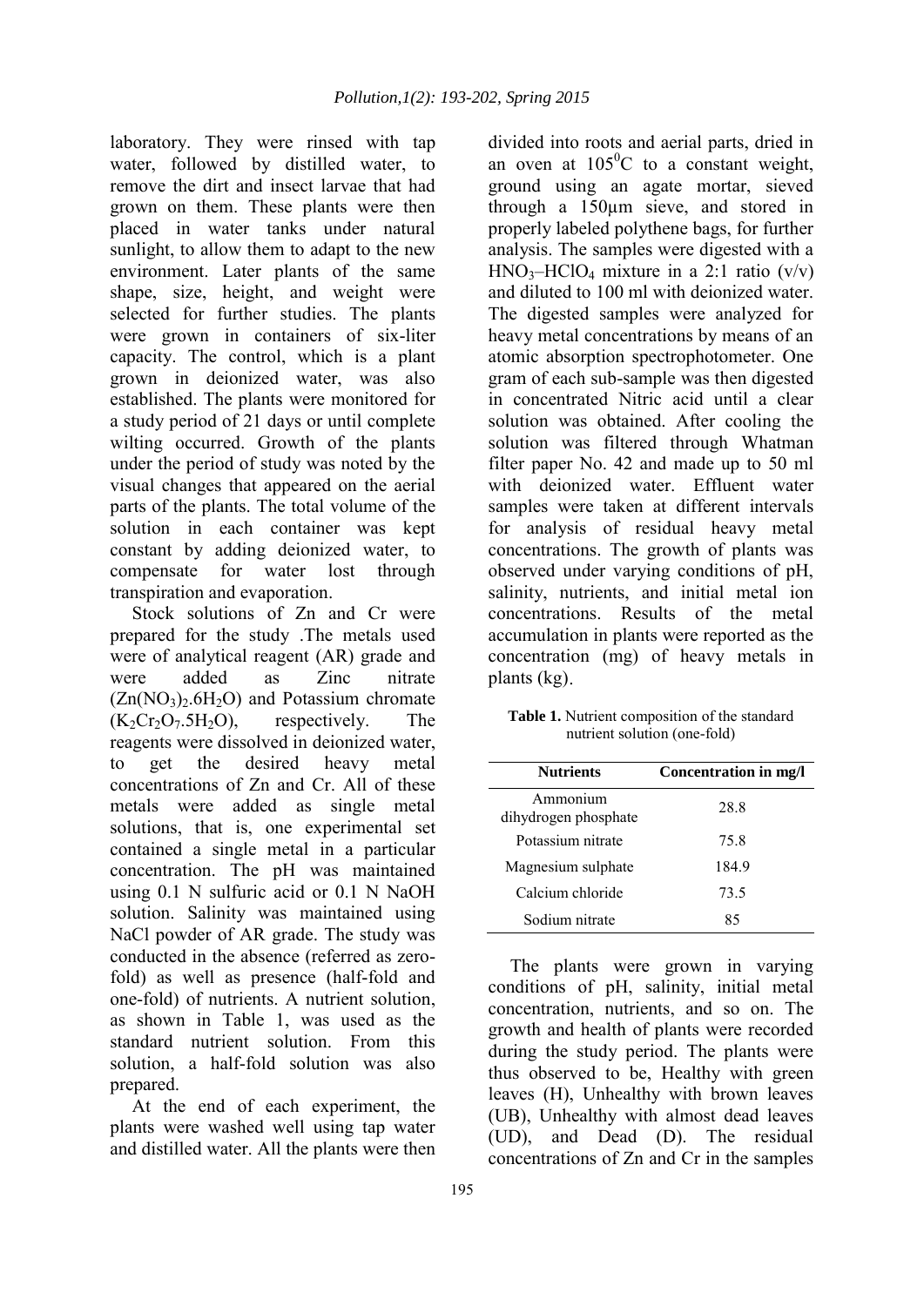laboratory. They were rinsed with tap water, followed by distilled water, to remove the dirt and insect larvae that had grown on them. These plants were then placed in water tanks under natural sunlight, to allow them to adapt to the new environment. Later plants of the same shape, size, height, and weight were selected for further studies. The plants were grown in containers of six-liter capacity. The control, which is a plant grown in deionized water, was also established. The plants were monitored for a study period of 21 days or until complete wilting occurred. Growth of the plants under the period of study was noted by the visual changes that appeared on the aerial parts of the plants. The total volume of the solution in each container was kept constant by adding deionized water, to compensate for water lost through transpiration and evaporation.

Stock solutions of Zn and Cr were prepared for the study .The metals used were of analytical reagent (AR) grade and were added as Zinc nitrate ($Zn(NO_3)_2.6H_2O$) and Potassium chromate ($K_2Cr_2O_7.5H_2O$), respectively. The reagents were dissolved in deionized water, to get the desired heavy metal concentrations of Zn and Cr. All of these metals were added as single metal solutions, that is, one experimental set contained a single metal in a particular concentration. The pH was maintained using 0.1 N sulfuric acid or 0.1 N NaOH solution. Salinity was maintained using NaCl powder of AR grade. The study was conducted in the absence (referred as zero-fold) as well as presence (half-fold and one-fold) of nutrients. A nutrient solution, as shown in Table 1, was used as the standard nutrient solution. From this solution, a half-fold solution was also prepared.

At the end of each experiment, the plants were washed well using tap water and distilled water. All the plants were then divided into roots and aerial parts, dried in an oven at $105^0$C to a constant weight, ground using an agate mortar, sieved through a 150µm sieve, and stored in properly labeled polythene bags, for further analysis. The samples were digested with a $HNO_3$–$HClO_4$ mixture in a 2:1 ratio (v/v) and diluted to 100 ml with deionized water. The digested samples were analyzed for heavy metal concentrations by means of an atomic absorption spectrophotometer. One gram of each sub-sample was then digested in concentrated Nitric acid until a clear solution was obtained. After cooling the solution was filtered through Whatman filter paper No. 42 and made up to 50 ml with deionized water. Effluent water samples were taken at different intervals for analysis of residual heavy metal concentrations. The growth of plants was observed under varying conditions of pH, salinity, nutrients, and initial metal ion concentrations. Results of the metal accumulation in plants were reported as the concentration (mg) of heavy metals in plants (kg).

**Table 1.** Nutrient composition of the standard nutrient solution (one-fold)

| Nutrients | Concentration in mg/l |
|---|---|
| Ammonium dihydrogen phosphate | 28.8 |
| Potassium nitrate | 75.8 |
| Magnesium sulphate | 184.9 |
| Calcium chloride | 73.5 |
| Sodium nitrate | 85 |

The plants were grown in varying conditions of pH, salinity, initial metal concentration, nutrients, and so on. The growth and health of plants were recorded during the study period. The plants were thus observed to be, Healthy with green leaves (H), Unhealthy with brown leaves (UB), Unhealthy with almost dead leaves (UD), and Dead (D). The residual concentrations of Zn and Cr in the samples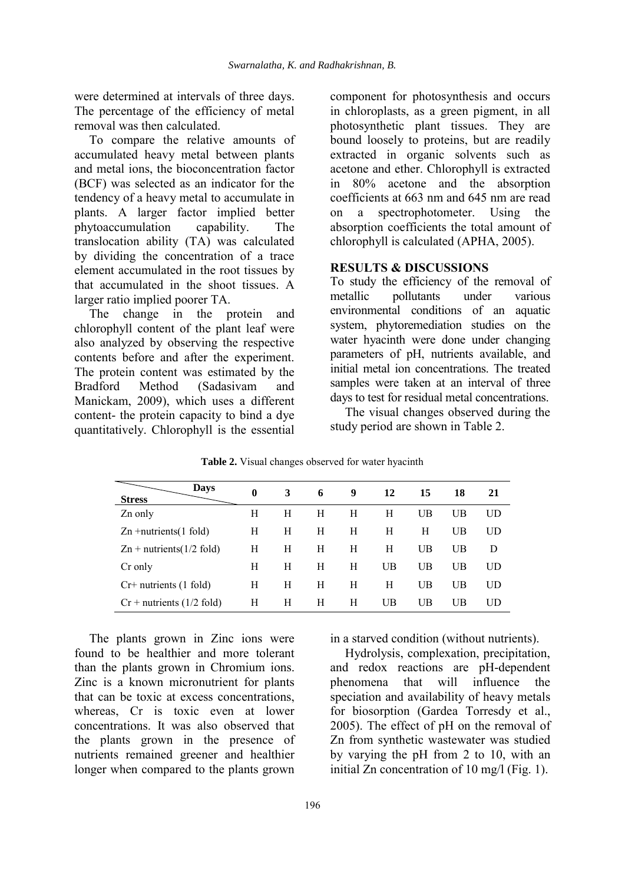were determined at intervals of three days. The percentage of the efficiency of metal removal was then calculated.

To compare the relative amounts of accumulated heavy metal between plants and metal ions, the bioconcentration factor (BCF) was selected as an indicator for the tendency of a heavy metal to accumulate in plants. A larger factor implied better phytoaccumulation capability. The translocation ability (TA) was calculated by dividing the concentration of a trace element accumulated in the root tissues by that accumulated in the shoot tissues. A larger ratio implied poorer TA.

The change in the protein and chlorophyll content of the plant leaf were also analyzed by observing the respective contents before and after the experiment. The protein content was estimated by the Bradford Method (Sadasivam and Manickam, 2009), which uses a different content- the protein capacity to bind a dye quantitatively. Chlorophyll is the essential component for photosynthesis and occurs in chloroplasts, as a green pigment, in all photosynthetic plant tissues. They are bound loosely to proteins, but are readily extracted in organic solvents such as acetone and ether. Chlorophyll is extracted in 80% acetone and the absorption coefficients at 663 nm and 645 nm are read on a spectrophotometer. Using the absorption coefficients the total amount of chlorophyll is calculated (APHA, 2005).

## RESULTS & DISCUSSIONS

To study the efficiency of the removal of metallic pollutants under various environmental conditions of an aquatic system, phytoremediation studies on the water hyacinth were done under changing parameters of pH, nutrients available, and initial metal ion concentrations. The treated samples were taken at an interval of three days to test for residual metal concentrations.

The visual changes observed during the study period are shown in Table 2.

**Table 2.** Visual changes observed for water hyacinth

| Stress \ Days | 0 | 3 | 6 | 9 | 12 | 15 | 18 | 21 |
|---|---|---|---|---|---|---|---|---|
| Zn only | H | H | H | H | H | UB | UB | UD |
| Zn +nutrients(1 fold) | H | H | H | H | H | H | UB | UD |
| Zn + nutrients(1/2 fold) | H | H | H | H | H | UB | UB | D |
| Cr only | H | H | H | H | UB | UB | UB | UD |
| Cr+ nutrients (1 fold) | H | H | H | H | H | UB | UB | UD |
| Cr + nutrients (1/2 fold) | H | H | H | H | UB | UB | UB | UD |

The plants grown in Zinc ions were found to be healthier and more tolerant than the plants grown in Chromium ions. Zinc is a known micronutrient for plants that can be toxic at excess concentrations, whereas, Cr is toxic even at lower concentrations. It was also observed that the plants grown in the presence of nutrients remained greener and healthier longer when compared to the plants grown in a starved condition (without nutrients).

Hydrolysis, complexation, precipitation, and redox reactions are pH-dependent phenomena that will influence the speciation and availability of heavy metals for biosorption (Gardea Torresdy et al., 2005). The effect of pH on the removal of Zn from synthetic wastewater was studied by varying the pH from 2 to 10, with an initial Zn concentration of 10 mg/l (Fig. 1).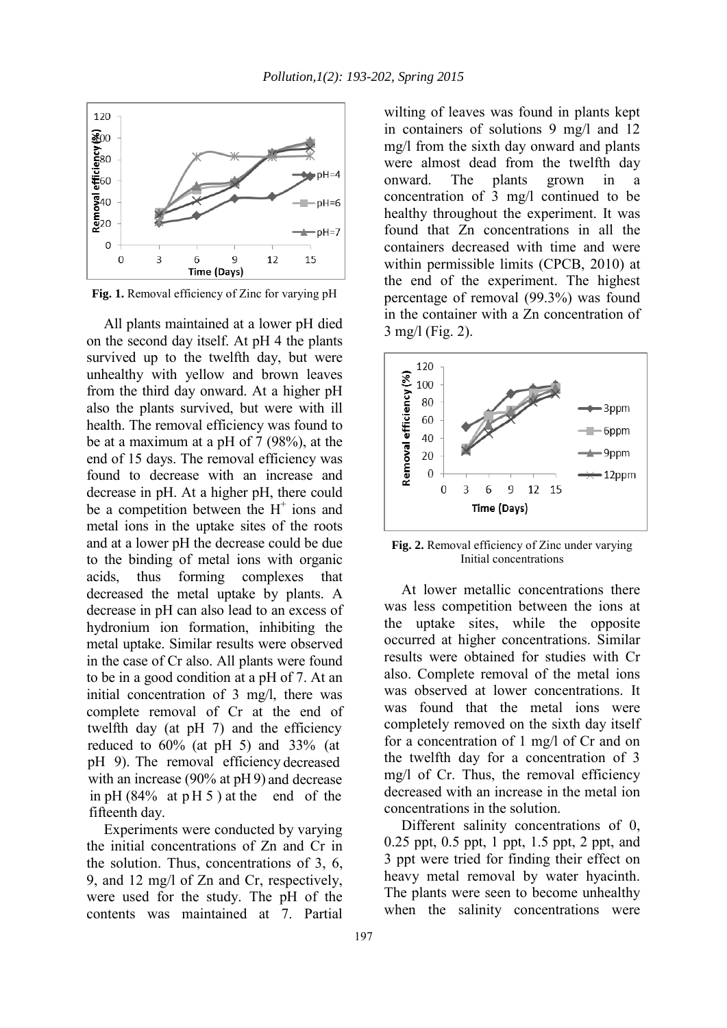**Fig. 1.** Removal efficiency of Zinc for varying pH

All plants maintained at a lower pH died on the second day itself. At pH 4 the plants survived up to the twelfth day, but were unhealthy with yellow and brown leaves from the third day onward. At a higher pH also the plants survived, but were with ill health. The removal efficiency was found to be at a maximum at a pH of 7 (98%), at the end of 15 days. The removal efficiency was found to decrease with an increase and decrease in pH. At a higher pH, there could be a competition between the $H^+$ ions and metal ions in the uptake sites of the roots and at a lower pH the decrease could be due to the binding of metal ions with organic acids, thus forming complexes that decreased the metal uptake by plants. A decrease in pH can also lead to an excess of hydronium ion formation, inhibiting the metal uptake. Similar results were observed in the case of Cr also. All plants were found to be in a good condition at a pH of 7. At an initial concentration of 3 mg/l, there was complete removal of Cr at the end of twelfth day (at pH 7) and the efficiency reduced to 60% (at pH 5) and 33% (at pH 9). The removal efficiency decreased with an increase (90% at pH 9) and decrease in pH (84% at pH 5) at the end of the fifteenth day.

Experiments were conducted by varying the initial concentrations of Zn and Cr in the solution. Thus, concentrations of 3, 6, 9, and 12 mg/l of Zn and Cr, respectively, were used for the study. The pH of the contents was maintained at 7. Partial wilting of leaves was found in plants kept in containers of solutions 9 mg/l and 12 mg/l from the sixth day onward and plants were almost dead from the twelfth day onward. The plants grown in a concentration of 3 mg/l continued to be healthy throughout the experiment. It was found that Zn concentrations in all the containers decreased with time and were within permissible limits (CPCB, 2010) at the end of the experiment. The highest percentage of removal (99.3%) was found in the container with a Zn concentration of 3 mg/l (Fig. 2).

**Fig. 2.** Removal efficiency of Zinc under varying Initial concentrations

At lower metallic concentrations there was less competition between the ions at the uptake sites, while the opposite occurred at higher concentrations. Similar results were obtained for studies with Cr also. Complete removal of the metal ions was observed at lower concentrations. It was found that the metal ions were completely removed on the sixth day itself for a concentration of 1 mg/l of Cr and on the twelfth day for a concentration of 3 mg/l of Cr. Thus, the removal efficiency decreased with an increase in the metal ion concentrations in the solution.

Different salinity concentrations of 0, 0.25 ppt, 0.5 ppt, 1 ppt, 1.5 ppt, 2 ppt, and 3 ppt were tried for finding their effect on heavy metal removal by water hyacinth. The plants were seen to become unhealthy when the salinity concentrations were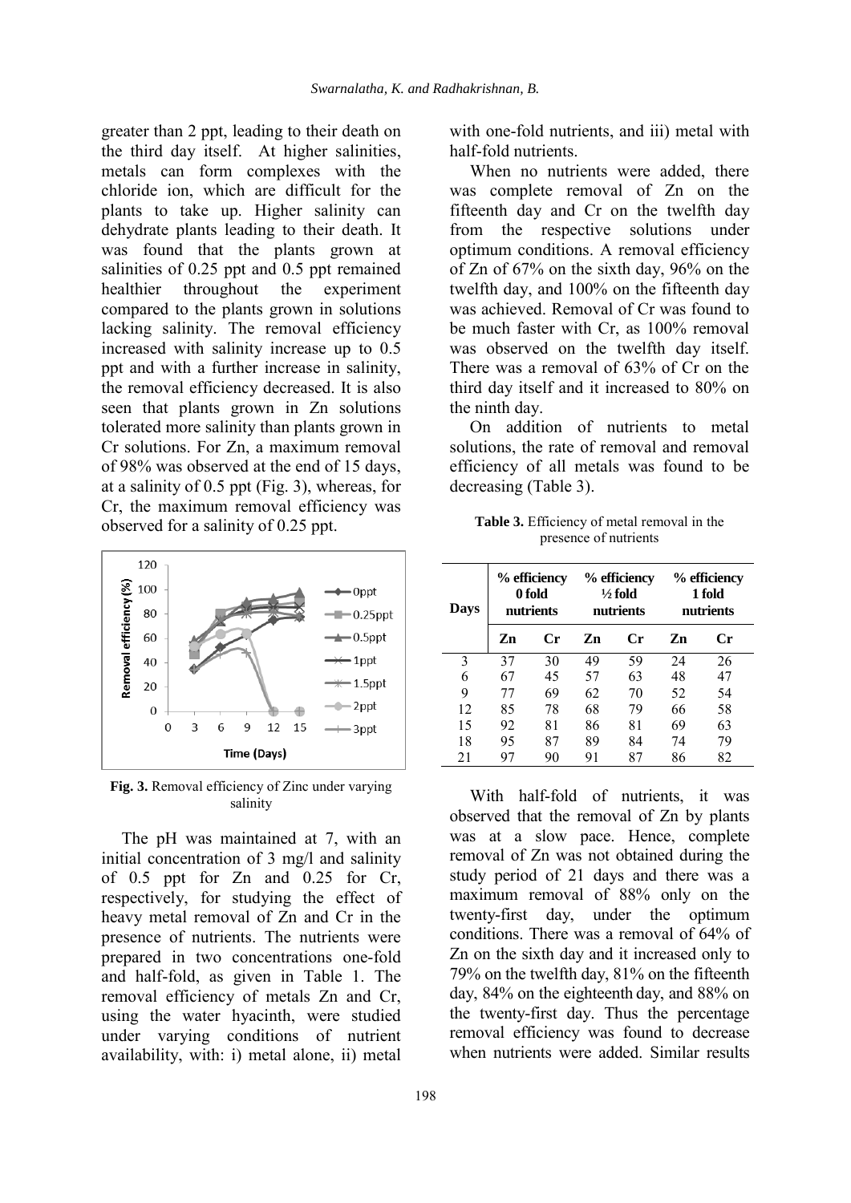greater than 2 ppt, leading to their death on the third day itself. At higher salinities, metals can form complexes with the chloride ion, which are difficult for the plants to take up. Higher salinity can dehydrate plants leading to their death. It was found that the plants grown at salinities of 0.25 ppt and 0.5 ppt remained healthier throughout the experiment compared to the plants grown in solutions lacking salinity. The removal efficiency increased with salinity increase up to 0.5 ppt and with a further increase in salinity, the removal efficiency decreased. It is also seen that plants grown in Zn solutions tolerated more salinity than plants grown in Cr solutions. For Zn, a maximum removal of 98% was observed at the end of 15 days, at a salinity of 0.5 ppt (Fig. 3), whereas, for Cr, the maximum removal efficiency was observed for a salinity of 0.25 ppt.

**Fig. 3.** Removal efficiency of Zinc under varying salinity

The pH was maintained at 7, with an initial concentration of 3 mg/l and salinity of 0.5 ppt for Zn and 0.25 for Cr, respectively, for studying the effect of heavy metal removal of Zn and Cr in the presence of nutrients. The nutrients were prepared in two concentrations one-fold and half-fold, as given in Table 1. The removal efficiency of metals Zn and Cr, using the water hyacinth, were studied under varying conditions of nutrient availability, with: i) metal alone, ii) metal with one-fold nutrients, and iii) metal with half-fold nutrients.

When no nutrients were added, there was complete removal of Zn on the fifteenth day and Cr on the twelfth day from the respective solutions under optimum conditions. A removal efficiency of Zn of 67% on the sixth day, 96% on the twelfth day, and 100% on the fifteenth day was achieved. Removal of Cr was found to be much faster with Cr, as 100% removal was observed on the twelfth day itself. There was a removal of 63% of Cr on the third day itself and it increased to 80% on the ninth day.

On addition of nutrients to metal solutions, the rate of removal and removal efficiency of all metals was found to be decreasing (Table 3).

**Table 3.** Efficiency of metal removal in the presence of nutrients

| Days | % efficiency 0 fold nutrients | | % efficiency ½ fold nutrients | | % efficiency 1 fold nutrients | |
|---|---|---|---|---|---|---|
| | Zn | Cr | Zn | Cr | Zn | Cr |
| 3 | 37 | 30 | 49 | 59 | 24 | 26 |
| 6 | 67 | 45 | 57 | 63 | 48 | 47 |
| 9 | 77 | 69 | 62 | 70 | 52 | 54 |
| 12 | 85 | 78 | 68 | 79 | 66 | 58 |
| 15 | 92 | 81 | 86 | 81 | 69 | 63 |
| 18 | 95 | 87 | 89 | 84 | 74 | 79 |
| 21 | 97 | 90 | 91 | 87 | 86 | 82 |

With half-fold of nutrients, it was observed that the removal of Zn by plants was at a slow pace. Hence, complete removal of Zn was not obtained during the study period of 21 days and there was a maximum removal of 88% only on the twenty-first day, under the optimum conditions. There was a removal of 64% of Zn on the sixth day and it increased only to 79% on the twelfth day, 81% on the fifteenth day, 84% on the eighteenth day, and 88% on the twenty-first day. Thus the percentage removal efficiency was found to decrease when nutrients were added. Similar results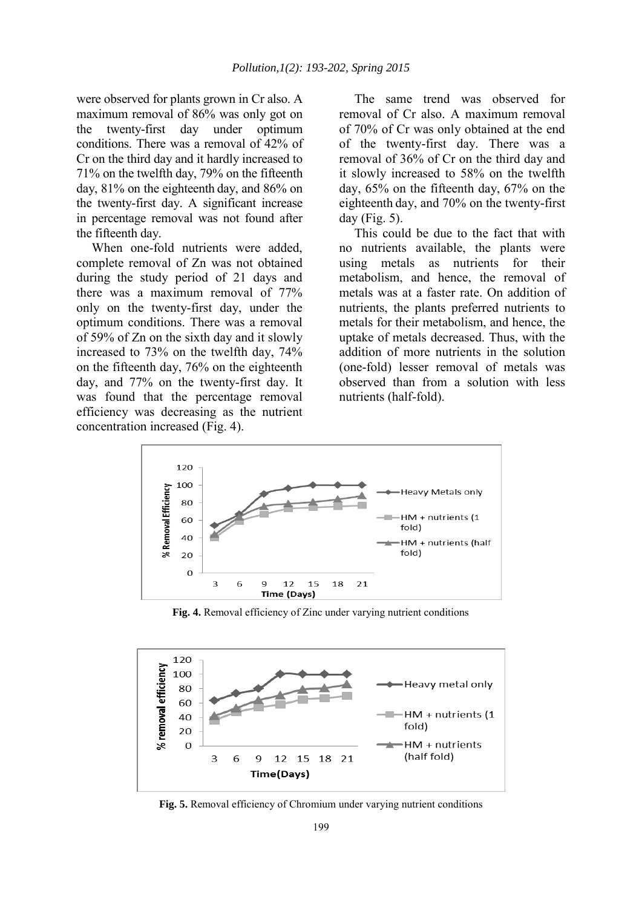were observed for plants grown in Cr also. A maximum removal of 86% was only got on the twenty-first day under optimum conditions. There was a removal of 42% of Cr on the third day and it hardly increased to 71% on the twelfth day, 79% on the fifteenth day, 81% on the eighteenth day, and 86% on the twenty-first day. A significant increase in percentage removal was not found after the fifteenth day.

When one-fold nutrients were added, complete removal of Zn was not obtained during the study period of 21 days and there was a maximum removal of 77% only on the twenty-first day, under the optimum conditions. There was a removal of 59% of Zn on the sixth day and it slowly increased to 73% on the twelfth day, 74% on the fifteenth day, 76% on the eighteenth day, and 77% on the twenty-first day. It was found that the percentage removal efficiency was decreasing as the nutrient concentration increased (Fig. 4).

The same trend was observed for removal of Cr also. A maximum removal of 70% of Cr was only obtained at the end of the twenty-first day. There was a removal of 36% of Cr on the third day and it slowly increased to 58% on the twelfth day, 65% on the fifteenth day, 67% on the eighteenth day, and 70% on the twenty-first day (Fig. 5).

This could be due to the fact that with no nutrients available, the plants were using metals as nutrients for their metabolism, and hence, the removal of metals was at a faster rate. On addition of nutrients, the plants preferred nutrients to metals for their metabolism, and hence, the uptake of metals decreased. Thus, with the addition of more nutrients in the solution (one-fold) lesser removal of metals was observed than from a solution with less nutrients (half-fold).

**Fig. 4.** Removal efficiency of Zinc under varying nutrient conditions

**Fig. 5.** Removal efficiency of Chromium under varying nutrient conditions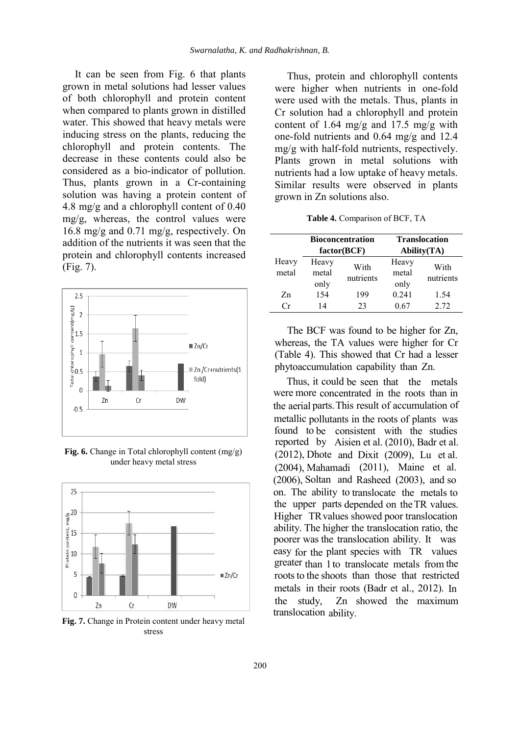It can be seen from Fig. 6 that plants grown in metal solutions had lesser values of both chlorophyll and protein content when compared to plants grown in distilled water. This showed that heavy metals were inducing stress on the plants, reducing the chlorophyll and protein contents. The decrease in these contents could also be considered as a bio-indicator of pollution. Thus, plants grown in a Cr-containing solution was having a protein content of 4.8 mg/g and a chlorophyll content of 0.40 mg/g, whereas, the control values were 16.8 mg/g and 0.71 mg/g, respectively. On addition of the nutrients it was seen that the protein and chlorophyll contents increased (Fig. 7).

**Fig. 6.** Change in Total chlorophyll content (mg/g) under heavy metal stress

**Fig. 7.** Change in Protein content under heavy metal stress

Thus, protein and chlorophyll contents were higher when nutrients in one-fold were used with the metals. Thus, plants in Cr solution had a chlorophyll and protein content of 1.64 mg/g and 17.5 mg/g with one-fold nutrients and 0.64 mg/g and 12.4 mg/g with half-fold nutrients, respectively. Plants grown in metal solutions with nutrients had a low uptake of heavy metals. Similar results were observed in plants grown in Zn solutions also.

**Table 4.** Comparison of BCF, TA

| | **Bioconcentration factor(BCF)** | | **Translocation Ability(TA)** | |
|---|---|---|---|---|
| Heavy metal | Heavy metal only | With nutrients | Heavy metal only | With nutrients |
| Zn | 154 | 199 | 0.241 | 1.54 |
| Cr | 14 | 23 | 0.67 | 2.72 |

The BCF was found to be higher for Zn, whereas, the TA values were higher for Cr (Table 4). This showed that Cr had a lesser phytoaccumulation capability than Zn.

Thus, it could be seen that the metals were more concentrated in the roots than in the aerial parts. This result of accumulation of metallic pollutants in the roots of plants was found to be consistent with the studies reported by Aisien et al. (2010), Badr et al. (2012), Dhote and Dixit (2009), Lu et al. (2004), Mahamadi (2011), Maine et al. (2006), Soltan and Rasheed (2003), and so on. The ability to translocate the metals to the upper parts depended on the TR values. Higher TR values showed poor translocation ability. The higher the translocation ratio, the poorer was the translocation ability. It was easy for the plant species with TR values greater than 1 to translocate metals from the roots to the shoots than those that restricted metals in their roots (Badr et al., 2012). In the study, Zn showed the maximum translocation ability.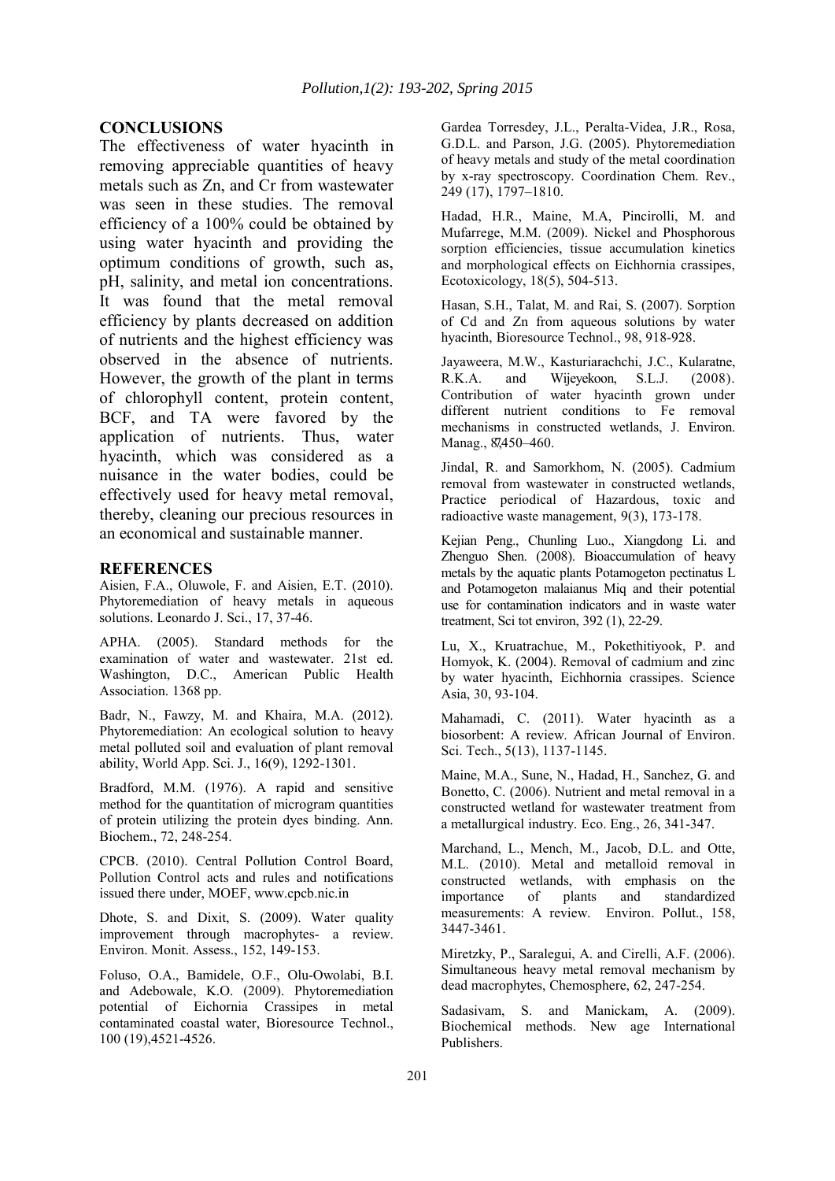## CONCLUSIONS

The effectiveness of water hyacinth in removing appreciable quantities of heavy metals such as Zn, and Cr from wastewater was seen in these studies. The removal efficiency of a 100% could be obtained by using water hyacinth and providing the optimum conditions of growth, such as, pH, salinity, and metal ion concentrations. It was found that the metal removal efficiency by plants decreased on addition of nutrients and the highest efficiency was observed in the absence of nutrients. However, the growth of the plant in terms of chlorophyll content, protein content, BCF, and TA were favored by the application of nutrients. Thus, water hyacinth, which was considered as a nuisance in the water bodies, could be effectively used for heavy metal removal, thereby, cleaning our precious resources in an economical and sustainable manner.

## REFERENCES

Aisien, F.A., Oluwole, F. and Aisien, E.T. (2010). Phytoremediation of heavy metals in aqueous solutions. Leonardo J. Sci., 17, 37-46.

APHA. (2005). Standard methods for the examination of water and wastewater. 21st ed. Washington, D.C., American Public Health Association. 1368 pp.

Badr, N., Fawzy, M. and Khaira, M.A. (2012). Phytoremediation: An ecological solution to heavy metal polluted soil and evaluation of plant removal ability, World App. Sci. J., 16(9), 1292-1301.

Bradford, M.M. (1976). A rapid and sensitive method for the quantitation of microgram quantities of protein utilizing the protein dyes binding. Ann. Biochem., 72, 248-254.

CPCB. (2010). Central Pollution Control Board, Pollution Control acts and rules and notifications issued there under, MOEF, www.cpcb.nic.in

Dhote, S. and Dixit, S. (2009). Water quality improvement through macrophytes- a review. Environ. Monit. Assess., 152, 149-153.

Foluso, O.A., Bamidele, O.F., Olu-Owolabi, B.I. and Adebowale, K.O. (2009). Phytoremediation potential of Eichornia Crassipes in metal contaminated coastal water, Bioresource Technol., 100 (19),4521-4526.

Gardea Torresdey, J.L., Peralta-Videa, J.R., Rosa, G.D.L. and Parson, J.G. (2005). Phytoremediation of heavy metals and study of the metal coordination by x-ray spectroscopy. Coordination Chem. Rev., 249 (17), 1797–1810.

Hadad, H.R., Maine, M.A, Pincirolli, M. and Mufarrege, M.M. (2009). Nickel and Phosphorous sorption efficiencies, tissue accumulation kinetics and morphological effects on Eichhornia crassipes, Ecotoxicology, 18(5), 504-513.

Hasan, S.H., Talat, M. and Rai, S. (2007). Sorption of Cd and Zn from aqueous solutions by water hyacinth, Bioresource Technol., 98, 918-928.

Jayaweera, M.W., Kasturiarachchi, J.C., Kularatne, R.K.A. and Wijeyekoon, S.L.J. (2008). Contribution of water hyacinth grown under different nutrient conditions to Fe removal mechanisms in constructed wetlands, J. Environ. Manag., 87,450–460.

Jindal, R. and Samorkhom, N. (2005). Cadmium removal from wastewater in constructed wetlands, Practice periodical of Hazardous, toxic and radioactive waste management, 9(3), 173-178.

Kejian Peng., Chunling Luo., Xiangdong Li. and Zhenguo Shen. (2008). Bioaccumulation of heavy metals by the aquatic plants Potamogeton pectinatus L and Potamogeton malaianus Miq and their potential use for contamination indicators and in waste water treatment, Sci tot environ, 392 (1), 22-29.

Lu, X., Kruatrachue, M., Pokethitiyook, P. and Homyok, K. (2004). Removal of cadmium and zinc by water hyacinth, Eichhornia crassipes. Science Asia, 30, 93-104.

Mahamadi, C. (2011). Water hyacinth as a biosorbent: A review. African Journal of Environ. Sci. Tech., 5(13), 1137-1145.

Maine, M.A., Sune, N., Hadad, H., Sanchez, G. and Bonetto, C. (2006). Nutrient and metal removal in a constructed wetland for wastewater treatment from a metallurgical industry. Eco. Eng., 26, 341-347.

Marchand, L., Mench, M., Jacob, D.L. and Otte, M.L. (2010). Metal and metalloid removal in constructed wetlands, with emphasis on the importance of plants and standardized measurements: A review. Environ. Pollut., 158, 3447-3461.

Miretzky, P., Saralegui, A. and Cirelli, A.F. (2006). Simultaneous heavy metal removal mechanism by dead macrophytes, Chemosphere, 62, 247-254.

Sadasivam, S. and Manickam, A. (2009). Biochemical methods. New age International Publishers.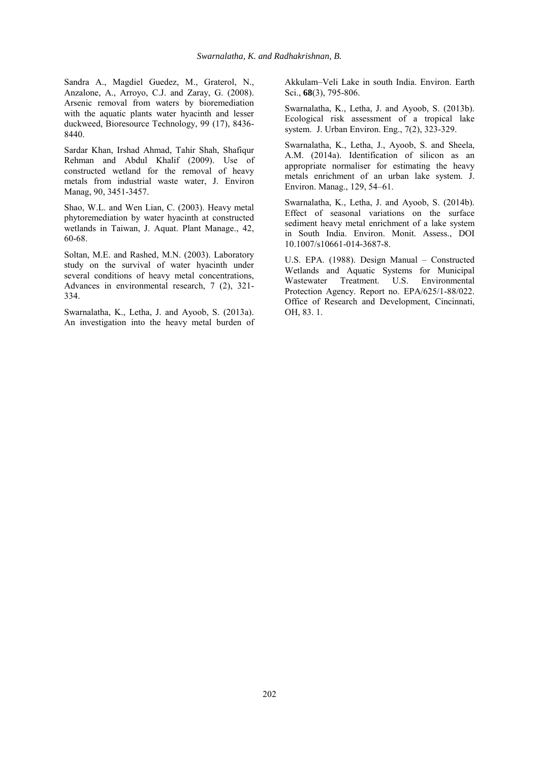Sandra A., Magdiel Guedez, M., Graterol, N., Anzalone, A., Arroyo, C.J. and Zaray, G. (2008). Arsenic removal from waters by bioremediation with the aquatic plants water hyacinth and lesser duckweed, Bioresource Technology, 99 (17), 8436-8440.

Sardar Khan, Irshad Ahmad, Tahir Shah, Shafiqur Rehman and Abdul Khalif (2009). Use of constructed wetland for the removal of heavy metals from industrial waste water, J. Environ Manag, 90, 3451-3457.

Shao, W.L. and Wen Lian, C. (2003). Heavy metal phytoremediation by water hyacinth at constructed wetlands in Taiwan, J. Aquat. Plant Manage., 42, 60-68.

Soltan, M.E. and Rashed, M.N. (2003). Laboratory study on the survival of water hyacinth under several conditions of heavy metal concentrations, Advances in environmental research, 7 (2), 321-334.

Swarnalatha, K., Letha, J. and Ayoob, S. (2013a). An investigation into the heavy metal burden of Akkulam–Veli Lake in south India. Environ. Earth Sci., **68**(3), 795-806.

Swarnalatha, K., Letha, J. and Ayoob, S. (2013b). Ecological risk assessment of a tropical lake system. J. Urban Environ. Eng., 7(2), 323-329.

Swarnalatha, K., Letha, J., Ayoob, S. and Sheela, A.M. (2014a). Identification of silicon as an appropriate normaliser for estimating the heavy metals enrichment of an urban lake system. J. Environ. Manag., 129, 54–61.

Swarnalatha, K., Letha, J. and Ayoob, S. (2014b). Effect of seasonal variations on the surface sediment heavy metal enrichment of a lake system in South India. Environ. Monit. Assess., DOI 10.1007/s10661-014-3687-8.

U.S. EPA. (1988). Design Manual – Constructed Wetlands and Aquatic Systems for Municipal Wastewater Treatment. U.S. Environmental Protection Agency. Report no. EPA/625/1-88/022. Office of Research and Development, Cincinnati, OH, 83. 1.